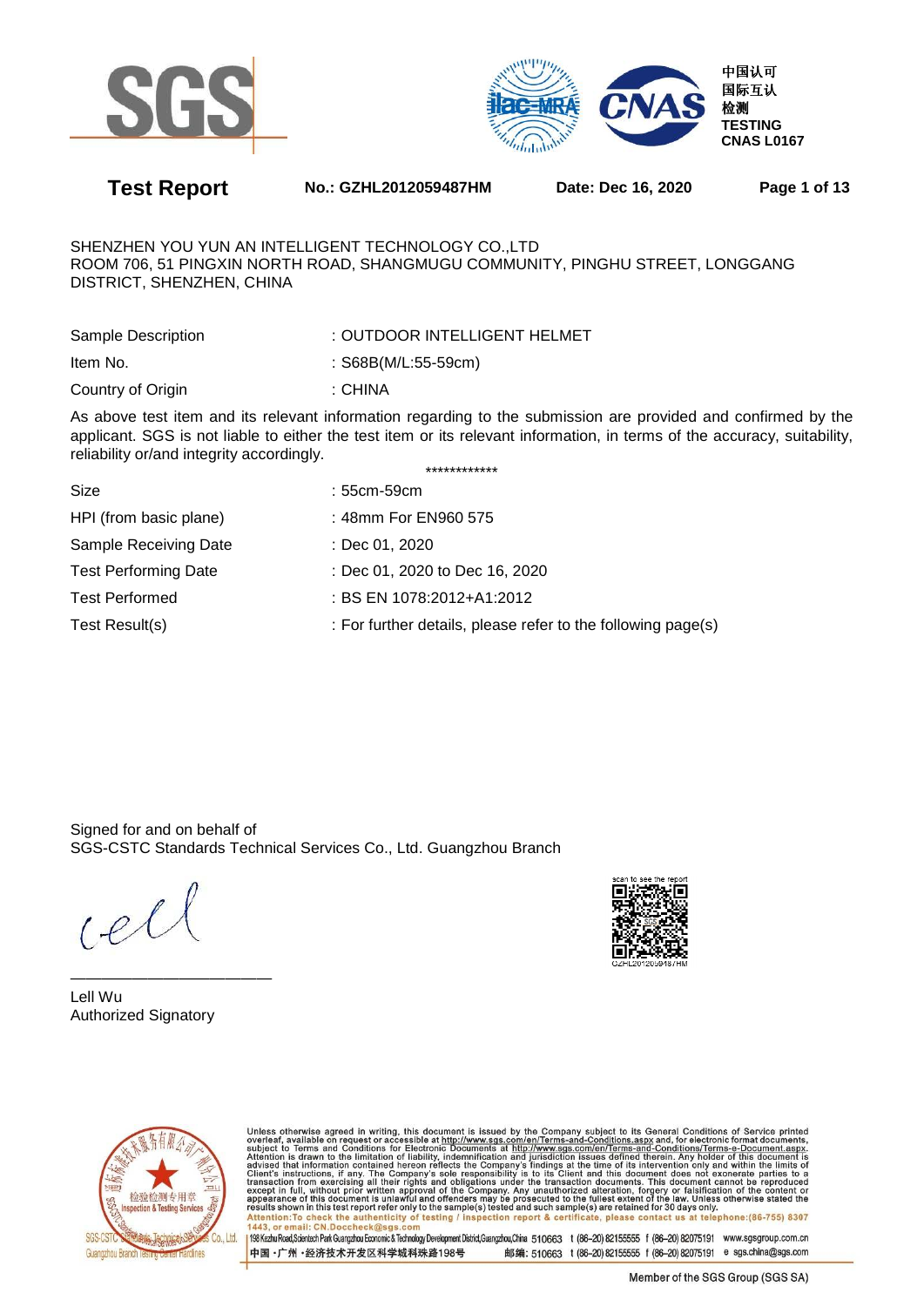SGS

中国认可
国际互认
检测
TESTING
CNAS L0167

# Test Report

**No.: GZHL2012059487HM** **Date: Dec 16, 2020**

SHENZHEN YOU YUN AN INTELLIGENT TECHNOLOGY CO.,LTD
ROOM 706, 51 PINGXIN NORTH ROAD, SHANGMUGU COMMUNITY, PINGHU STREET, LONGGANG DISTRICT, SHENZHEN, CHINA

| | |
|---|---|
| Sample Description | : OUTDOOR INTELLIGENT HELMET |
| Item No. | : S68B(M/L:55-59cm) |
| Country of Origin | : CHINA |

As above test item and its relevant information regarding to the submission are provided and confirmed by the applicant. SGS is not liable to either the test item or its relevant information, in terms of the accuracy, suitability, reliability or/and integrity accordingly.

\*\*\*\*\*\*\*\*\*\*\*\*

| | |
|---|---|
| Size | : 55cm-59cm |
| HPI (from basic plane) | : 48mm For EN960 575 |
| Sample Receiving Date | : Dec 01, 2020 |
| Test Performing Date | : Dec 01, 2020 to Dec 16, 2020 |
| Test Performed | : BS EN 1078:2012+A1:2012 |
| Test Result(s) | : For further details, please refer to the following page(s) |

Signed for and on behalf of
SGS-CSTC Standards Technical Services Co., Ltd. Guangzhou Branch

Lell Wu
Authorized Signatory

scan to see the report
GZHL2012059487HM

Unless otherwise agreed in writing, this document is issued by the Company subject to its General Conditions of Service printed overleaf, available on request or accessible at http://www.sgs.com/en/Terms-and-Conditions.aspx and, for electronic format documents, subject to Terms and Conditions for Electronic Documents at http://www.sgs.com/en/Terms-and-Conditions/Terms-e-Document.aspx. Attention is drawn to the limitation of liability, indemnification and jurisdiction issues defined therein. Any holder of this document is advised that information contained hereon reflects the Company's findings at the time of its intervention only and within the limits of Client's instructions, if any. The Company's sole responsibility is to its Client and this document does not exonerate parties to a transaction from exercising all their rights and obligations under the transaction documents. This document cannot be reproduced except in full, without prior written approval of the Company. Any unauthorized alteration, forgery or falsification of the content or appearance of this document is unlawful and offenders may be prosecuted to the fullest extent of the law. Unless otherwise stated the results shown in this test report refer only to the sample(s) tested and such sample(s) are retained for 30 days only.
Attention:To check the authenticity of testing / inspection report & certificate, please contact us at telephone:(86-755) 8307 1443, or email: CN.Doccheck@sgs.com

198 Kezhu Road,Scientech Park Guangzhou Economic & Technology Development District,Guangzhou,China 510663 t (86-20) 82155555 f (86-20) 82075191 www.sgsgroup.com.cn
中国 · 广州 · 经济技术开发区科学城科珠路198号 邮编: 510663 t (86-20) 82155555 f (86-20) 82075191 e sgs.china@sgs.com

Member of the SGS Group (SGS SA)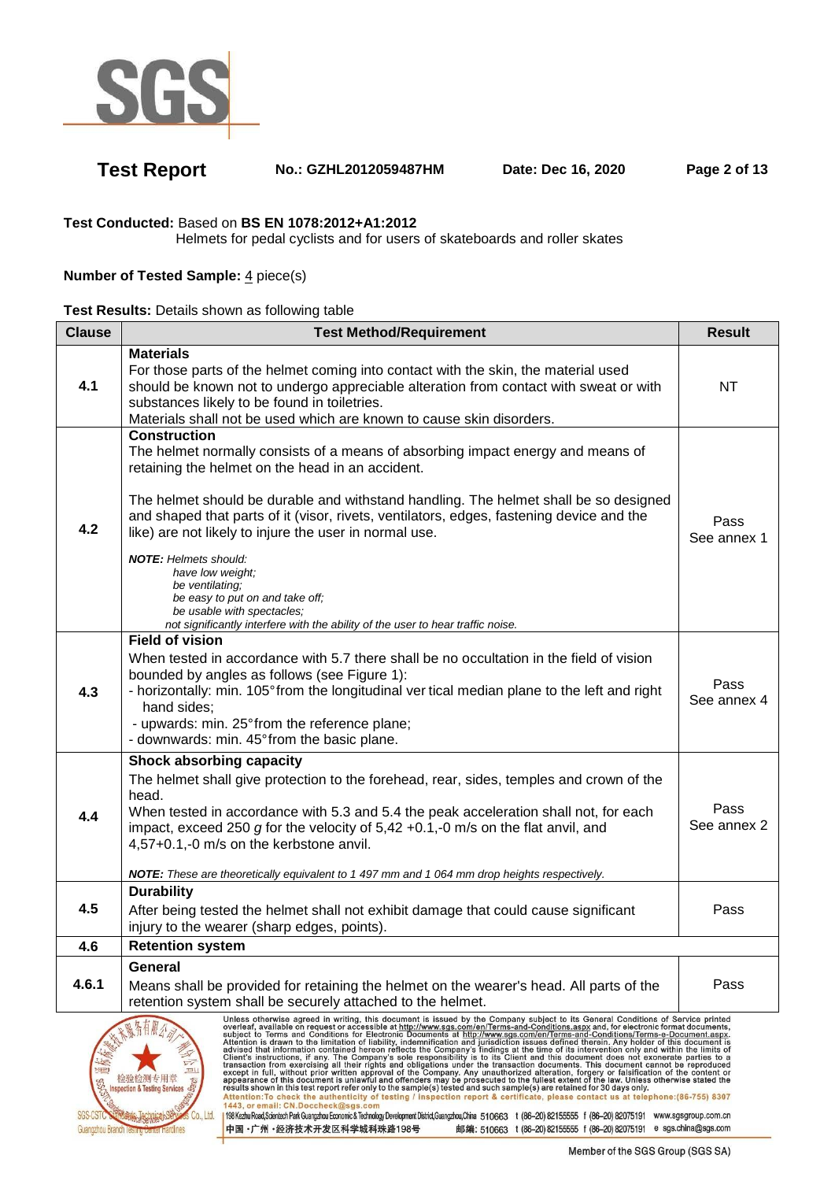**Test Report** **No.: GZHL2012059487HM** **Date: Dec 16, 2020**

**Test Conducted:** Based on **BS EN 1078:2012+A1:2012**
Helmets for pedal cyclists and for users of skateboards and roller skates

**Number of Tested Sample:** 4 piece(s)

**Test Results:** Details shown as following table

| Clause | Test Method/Requirement | Result |
|---|---|---|
| 4.1 | **Materials**<br>For those parts of the helmet coming into contact with the skin, the material used should be known not to undergo appreciable alteration from contact with sweat or with substances likely to be found in toiletries.<br>Materials shall not be used which are known to cause skin disorders. | NT |
| 4.2 | **Construction**<br>The helmet normally consists of a means of absorbing impact energy and means of retaining the helmet on the head in an accident.<br><br>The helmet should be durable and withstand handling. The helmet shall be so designed and shaped that parts of it (visor, rivets, ventilators, edges, fastening device and the like) are not likely to injure the user in normal use.<br><br>***NOTE:*** *Helmets should:*<br>*have low weight;*<br>*be ventilating;*<br>*be easy to put on and take off;*<br>*be usable with spectacles;*<br>*not significantly interfere with the ability of the user to hear traffic noise.* | Pass<br>See annex 1 |
| 4.3 | **Field of vision**<br>When tested in accordance with 5.7 there shall be no occultation in the field of vision bounded by angles as follows (see Figure 1):<br>- horizontally: min. 105° from the longitudinal ver tical median plane to the left and right hand sides;<br>- upwards: min. 25° from the reference plane;<br>- downwards: min. 45° from the basic plane. | Pass<br>See annex 4 |
| 4.4 | **Shock absorbing capacity**<br>The helmet shall give protection to the forehead, rear, sides, temples and crown of the head.<br>When tested in accordance with 5.3 and 5.4 the peak acceleration shall not, for each impact, exceed 250 *g* for the velocity of 5,42 +0.1,-0 m/s on the flat anvil, and 4,57+0.1,-0 m/s on the kerbstone anvil.<br><br>***NOTE:*** *These are theoretically equivalent to 1 497 mm and 1 064 mm drop heights respectively.* | Pass<br>See annex 2 |
| 4.5 | **Durability**<br>After being tested the helmet shall not exhibit damage that could cause significant injury to the wearer (sharp edges, points). | Pass |
| 4.6 | **Retention system** | |
| 4.6.1 | **General**<br>Means shall be provided for retaining the helmet on the wearer's head. All parts of the retention system shall be securely attached to the helmet. | Pass |

Unless otherwise agreed in writing, this document is issued by the Company subject to its General Conditions of Service printed overleaf, available on request or accessible at http://www.sgs.com/en/Terms-and-Conditions.aspx and, for electronic format documents, subject to Terms and Conditions for Electronic Documents at http://www.sgs.com/en/Terms-and-Conditions/Terms-e-Document.aspx. Attention is drawn to the limitation of liability, indemnification and jurisdiction issues defined therein. Any holder of this document is advised that information contained hereon reflects the Company's findings at the time of its intervention only and within the limits of Client's instructions, if any. The Company's sole responsibility is to its Client and this document does not exonerate parties to a transaction from exercising all their rights and obligations under the transaction documents. This document cannot be reproduced except in full, without prior written approval of the Company. Any unauthorized alteration, forgery or falsification of the content or appearance of this document is unlawful and offenders may be prosecuted to the fullest extent of the law. Unless otherwise stated the results shown in this test report refer only to the sample(s) tested and such sample(s) are retained for 30 days only.
Attention:To check the authenticity of testing / inspection report & certificate, please contact us at telephone:(86-755) 8307 1443, or email: CN.Doccheck@sgs.com

198 Kezhu Road,Scientech Park Guangzhou Economic & Technology Development District,Guangzhou,China 510663 t (86-20) 82155555 f (86-20) 82075191 www.sgsgroup.com.cn
中国・广州・经济技术开发区科学城科珠路198号 邮编: 510663 t (86-20) 82155555 f (86-20) 82075191 e sgs.china@sgs.com

Member of the SGS Group (SGS SA)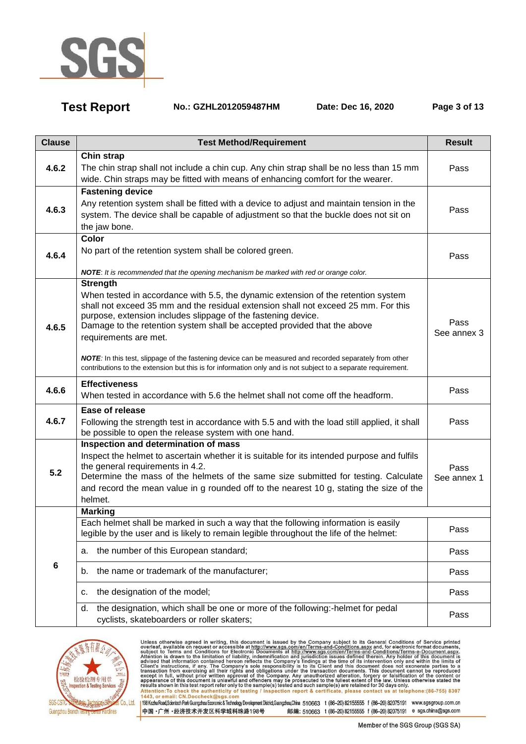| Clause | Test Method/Requirement | Result |
|---|---|---|
| 4.6.2 | **Chin strap**<br>The chin strap shall not include a chin cup. Any chin strap shall be no less than 15 mm wide. Chin straps may be fitted with means of enhancing comfort for the wearer. | Pass |
| 4.6.3 | **Fastening device**<br>Any retention system shall be fitted with a device to adjust and maintain tension in the system. The device shall be capable of adjustment so that the buckle does not sit on the jaw bone. | Pass |
| 4.6.4 | **Color**<br>No part of the retention system shall be colored green.<br>***NOTE**: It is recommended that the opening mechanism be marked with red or orange color.* | Pass |
| 4.6.5 | **Strength**<br>When tested in accordance with 5.5, the dynamic extension of the retention system shall not exceed 35 mm and the residual extension shall not exceed 25 mm. For this purpose, extension includes slippage of the fastening device.<br>Damage to the retention system shall be accepted provided that the above requirements are met.<br>***NOTE**: In this test, slippage of the fastening device can be measured and recorded separately from other contributions to the extension but this is for information only and is not subject to a separate requirement.* | Pass<br>See annex 3 |
| 4.6.6 | **Effectiveness**<br>When tested in accordance with 5.6 the helmet shall not come off the headform. | Pass |
| 4.6.7 | **Ease of release**<br>Following the strength test in accordance with 5.5 and with the load still applied, it shall be possible to open the release system with one hand. | Pass |
| 5.2 | **Inspection and determination of mass**<br>Inspect the helmet to ascertain whether it is suitable for its intended purpose and fulfils the general requirements in 4.2.<br>Determine the mass of the helmets of the same size submitted for testing. Calculate and record the mean value in g rounded off to the nearest 10 g, stating the size of the helmet. | Pass<br>See annex 1 |
| 6 | **Marking** | |
| | Each helmet shall be marked in such a way that the following information is easily legible by the user and is likely to remain legible throughout the life of the helmet: | Pass |
| | a. the number of this European standard; | Pass |
| | b. the name or trademark of the manufacturer; | Pass |
| | c. the designation of the model; | Pass |
| | d. the designation, which shall be one or more of the following:-helmet for pedal cyclists, skateboarders or roller skaters; | Pass |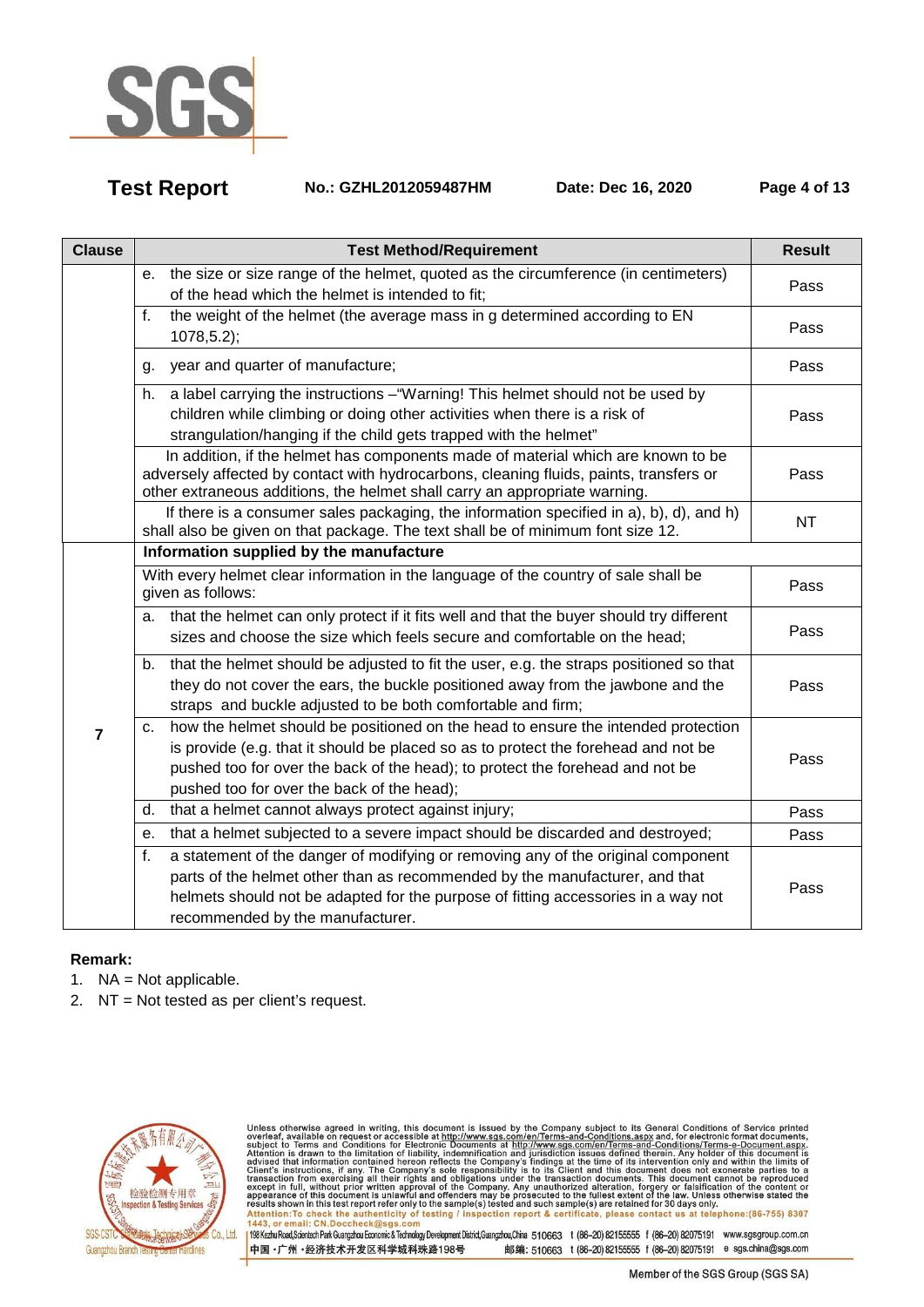| Clause | Test Method/Requirement | Result |
| --- | --- | --- |
| | e. the size or size range of the helmet, quoted as the circumference (in centimeters) of the head which the helmet is intended to fit; | Pass |
| | f. the weight of the helmet (the average mass in g determined according to EN 1078,5.2); | Pass |
| | g. year and quarter of manufacture; | Pass |
| | h. a label carrying the instructions –"Warning! This helmet should not be used by children while climbing or doing other activities when there is a risk of strangulation/hanging if the child gets trapped with the helmet" | Pass |
| | In addition, if the helmet has components made of material which are known to be adversely affected by contact with hydrocarbons, cleaning fluids, paints, transfers or other extraneous additions, the helmet shall carry an appropriate warning. | Pass |
| | If there is a consumer sales packaging, the information specified in a), b), d), and h) shall also be given on that package. The text shall be of minimum font size 12. | NT |
| 7 | **Information supplied by the manufacture** | |
| | With every helmet clear information in the language of the country of sale shall be given as follows: | Pass |
| | a. that the helmet can only protect if it fits well and that the buyer should try different sizes and choose the size which feels secure and comfortable on the head; | Pass |
| | b. that the helmet should be adjusted to fit the user, e.g. the straps positioned so that they do not cover the ears, the buckle positioned away from the jawbone and the straps and buckle adjusted to be both comfortable and firm; | Pass |
| | c. how the helmet should be positioned on the head to ensure the intended protection is provide (e.g. that it should be placed so as to protect the forehead and not be pushed too for over the back of the head); to protect the forehead and not be pushed too for over the back of the head); | Pass |
| | d. that a helmet cannot always protect against injury; | Pass |
| | e. that a helmet subjected to a severe impact should be discarded and destroyed; | Pass |
| | f. a statement of the danger of modifying or removing any of the original component parts of the helmet other than as recommended by the manufacturer, and that helmets should not be adapted for the purpose of fitting accessories in a way not recommended by the manufacturer. | Pass |

**Remark:**

1. NA = Not applicable.
2. NT = Not tested as per client's request.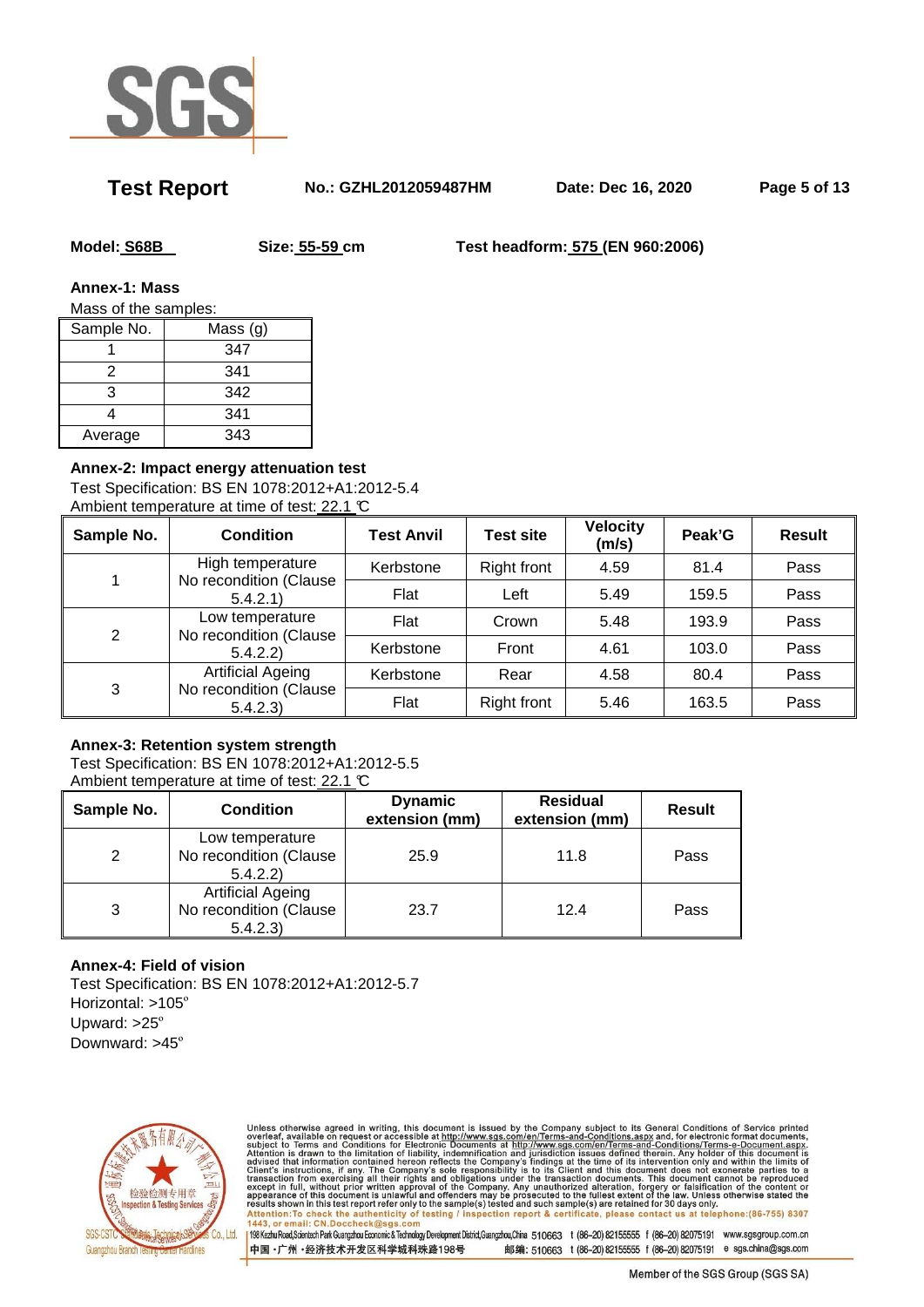**Model:** S68B **Size:** 55-59 cm **Test headform:** 575 (EN 960:2006)

**Annex-1: Mass**

Mass of the samples:

| Sample No. | Mass (g) |
| --- | --- |
| 1 | 347 |
| 2 | 341 |
| 3 | 342 |
| 4 | 341 |
| Average | 343 |

**Annex-2: Impact energy attenuation test**

Test Specification: BS EN 1078:2012+A1:2012-5.4

Ambient temperature at time of test: 22.1 ℃

| Sample No. | Condition | Test Anvil | Test site | Velocity (m/s) | Peak'G | Result |
| --- | --- | --- | --- | --- | --- | --- |
| 1 | High temperature No recondition (Clause 5.4.2.1) | Kerbstone | Right front | 4.59 | 81.4 | Pass |
|  |  | Flat | Left | 5.49 | 159.5 | Pass |
| 2 | Low temperature No recondition (Clause 5.4.2.2) | Flat | Crown | 5.48 | 193.9 | Pass |
|  |  | Kerbstone | Front | 4.61 | 103.0 | Pass |
| 3 | Artificial Ageing No recondition (Clause 5.4.2.3) | Kerbstone | Rear | 4.58 | 80.4 | Pass |
|  |  | Flat | Right front | 5.46 | 163.5 | Pass |

**Annex-3: Retention system strength**

Test Specification: BS EN 1078:2012+A1:2012-5.5

Ambient temperature at time of test: 22.1 ℃

| Sample No. | Condition | Dynamic extension (mm) | Residual extension (mm) | Result |
| --- | --- | --- | --- | --- |
| 2 | Low temperature No recondition (Clause 5.4.2.2) | 25.9 | 11.8 | Pass |
| 3 | Artificial Ageing No recondition (Clause 5.4.2.3) | 23.7 | 12.4 | Pass |

**Annex-4: Field of vision**

Test Specification: BS EN 1078:2012+A1:2012-5.7

Horizontal: >105º

Upward: >25º

Downward: >45º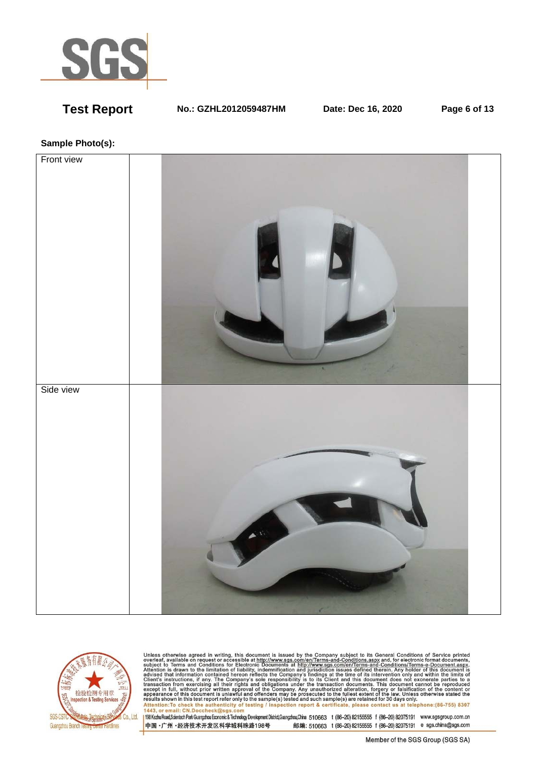**Sample Photo(s):**

| Front view | |
|---|---|
| Side view | |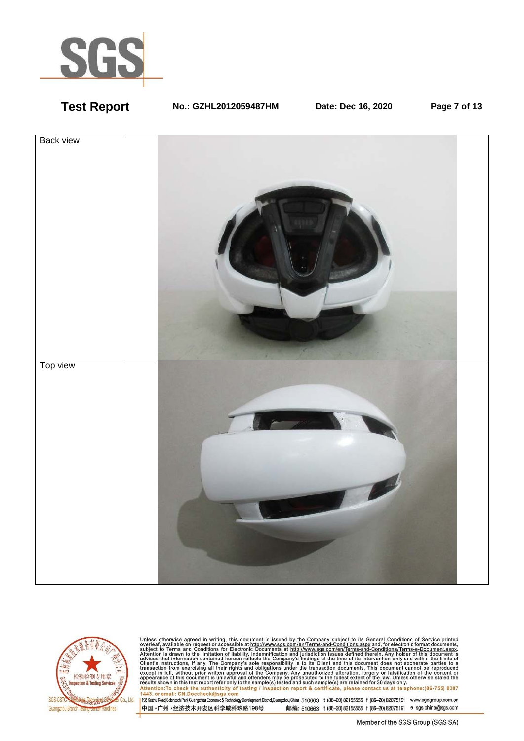| Back view | |
|---|---|
| Top view | |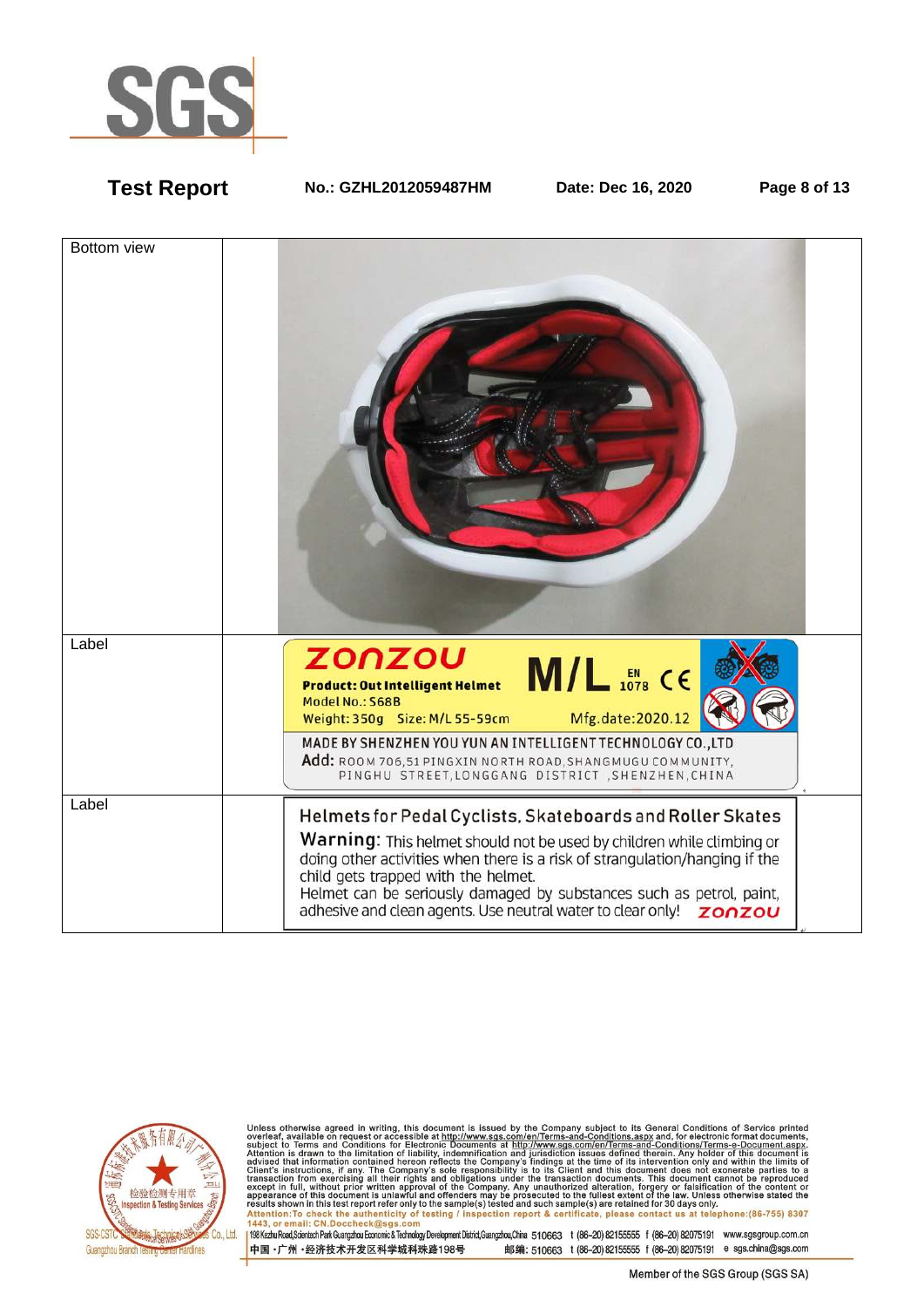| | |
|---|---|
| Bottom view | |
| Label | ZONZOU<br>Product: Out Intelligent Helmet<br>Model No.: S68B<br>Weight: 350g Size: M/L 55-59cm<br>M/L EN 1078 CE<br>Mfg.date:2020.12<br>MADE BY SHENZHEN YOU YUN AN INTELLIGENT TECHNOLOGY CO.,LTD<br>Add: ROOM 706,51 PINGXIN NORTH ROAD,SHANGMUGU COMMUNITY, PINGHU STREET,LONGGANG DISTRICT ,SHENZHEN,CHINA |
| Label | Helmets for Pedal Cyclists, Skateboards and Roller Skates<br>Warning: This helmet should not be used by children while climbing or doing other activities when there is a risk of strangulation/hanging if the child gets trapped with the helmet.<br>Helmet can be seriously damaged by substances such as petrol, paint, adhesive and clean agents. Use neutral water to clear only! ZONZOU |

Unless otherwise agreed in writing, this document is issued by the Company subject to its General Conditions of Service printed overleaf, available on request or accessible at http://www.sgs.com/en/Terms-and-Conditions.aspx and, for electronic format documents, subject to Terms and Conditions for Electronic Documents at http://www.sgs.com/en/Terms-and-Conditions/Terms-e-Document.aspx. Attention is drawn to the limitation of liability, indemnification and jurisdiction issues defined therein. Any holder of this document is advised that information contained hereon reflects the Company's findings at the time of its intervention only and within the limits of Client's instructions, if any. The Company's sole responsibility is to its Client and this document does not exonerate parties to a transaction from exercising all their rights and obligations under the transaction documents. This document cannot be reproduced except in full, without prior written approval of the Company. Any unauthorized alteration, forgery or falsification of the content or appearance of this document is unlawful and offenders may be prosecuted to the fullest extent of the law. Unless otherwise stated the results shown in this test report refer only to the sample(s) tested and such sample(s) are retained for 30 days only.
Attention: To check the authenticity of testing / inspection report & certificate, please contact us at telephone:(86-755) 8307 1443, or email: CN.Doccheck@sgs.com

198 Kezhu Road,Scientech Park Guangzhou Economic & Technology Development District,Guangzhou,China 510663 t (86-20) 82155555 f (86-20) 82075191 www.sgsgroup.com.cn
中国・广州・经济技术开发区科学城科珠路198号 邮编: 510663 t (86-20) 82155555 f (86-20) 82075191 e sgs.china@sgs.com

Member of the SGS Group (SGS SA)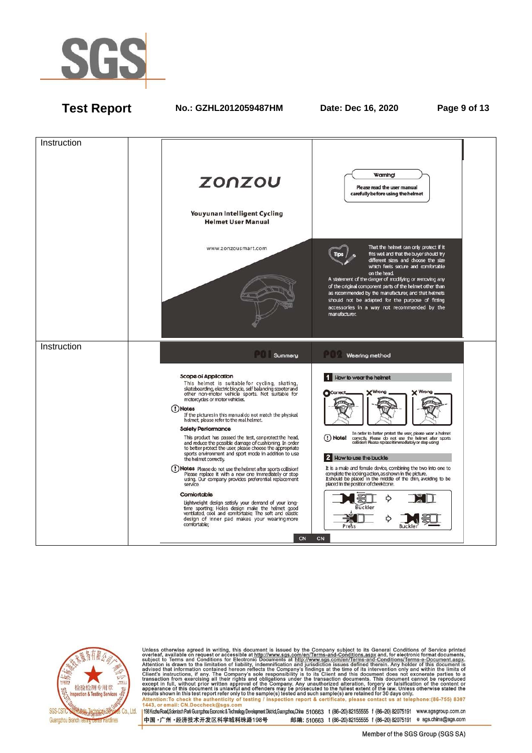| Instruction | |
|---|---|
| Instruction | ZONZOU<br><br>Youyunan Intelligent Cycling Helmet User Manual<br><br>www.zonzousmart.com<br><br>Warning<br>Please read the user manual carefully before using the helmet<br><br>Tips<br>That the helmet can only protect if it fits well and that the buyer should try different sizes and choose the size which feels secure and comfortable on the head.<br>A statement of the danger of modifying or removing any of the original component parts of the helmet other than as recommended by the manufacturer, and that helmets should not be adapted for the purpose of fitting accessories in a way not recommended by the manufacturer. |
| Instruction | **P01 Summary**<br><br>**Scope of Application**<br>This helmet is suitable for cycling, skating, skateboarding, electric bicycle, self balancing scooter and other non-motor vehicle sports. Not suitable for motorcycles or motor vehicles.<br><br>**Notes**<br>If the pictures in this manual do not match the physical helmet, please refer to the real helmet.<br><br>**Safety Performance**<br>This product has passed the test, can protect the head, and reduce the possible damage of cushioning. In order to better protect the user, please choose the appropriate sports environment and sport mode in addition to use the helmet correctly.<br><br>**Notes** Please do not use the helmet after sports collision! Please replace it with a new one immediately or stop using. Our company provides preferential replacement service.<br><br>**Comfortable**<br>Lightweight design satisfy your demand of your long-time sporting; Holes design make the helmet good ventilated, cool and comfortable. The soft and elastic design of inner pad makes your wearing more comfortable;<br><br>CN<br><br>**P02 Wearing method**<br><br>**1 How to wear the helmet**<br>Correct / Wrong / Wrong<br><br>**Note!** In order to better protect the user, please wear a helmet correctly. Please do not use the helmet after sports collision! Please replace it immediately or stop using.<br><br>**2 How to use the buckle**<br>It is a male and female device, combining the two into one to complete the locking action, as shown in the picture.<br>It should be placed in the middle of the chin, avoiding to be placed in the position of cheekbone.<br><br>Buckler<br>Press Buckler<br><br>CN |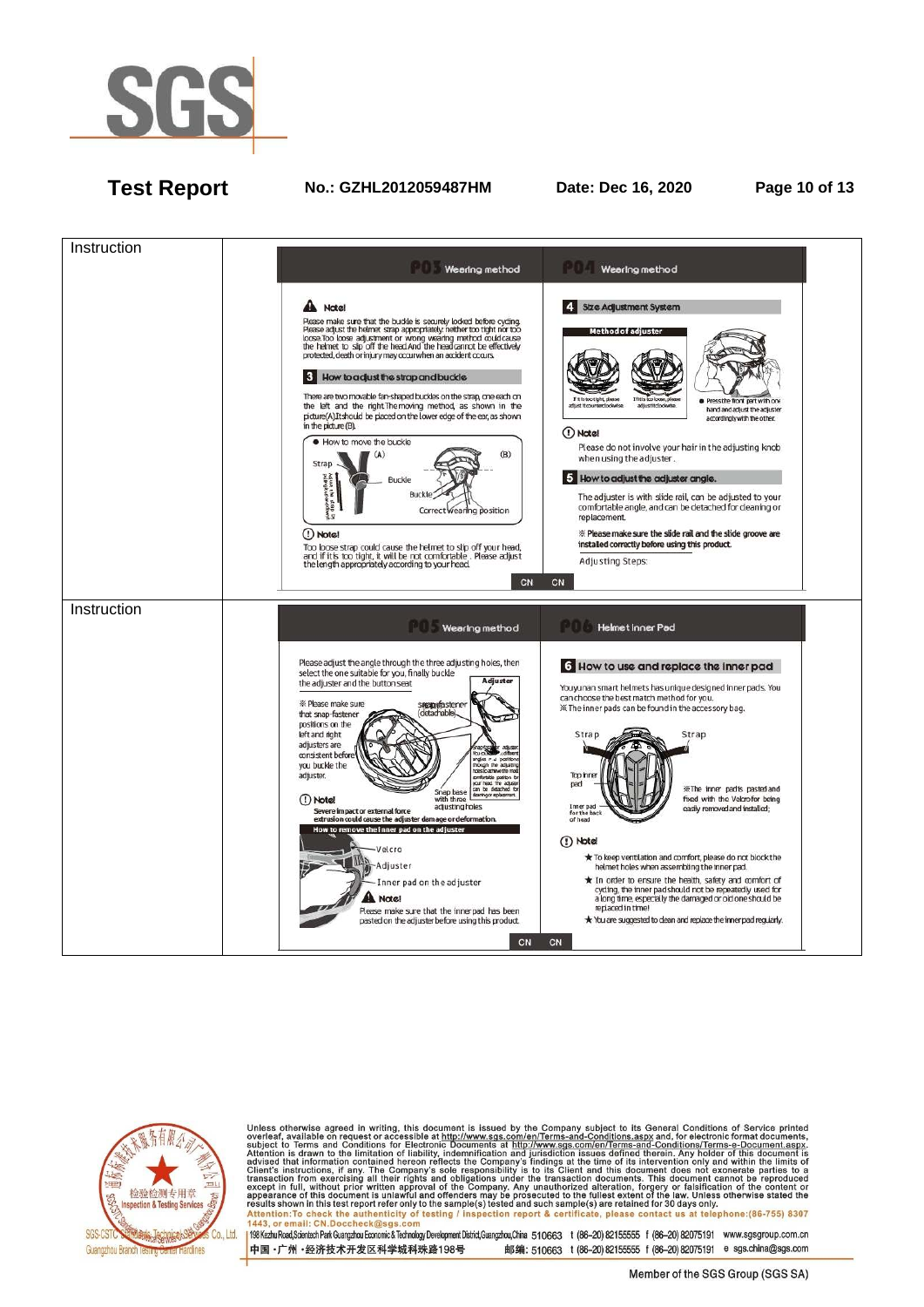| Instruction | **P03 Wearing method**<br><br>**Note!**<br>Please make sure that the buckle is securely locked before cycling. Please adjust the helmet strap appropriately: neither too tight nor too loose. Too loose adjustment or wrong wearing method could cause the helmet to slip off the head. And the head cannot be effectively protected, death or injury may occur when an accident occurs.<br><br>**3 How to adjust the strap and buckle**<br>There are two movable fan-shaped buckles on the strap, one each on the left and the right. The moving method, as shown in the picture(A). It should be placed on the lower edge of the ear, as shown in the picture (B).<br>● How to move the buckle<br>(A) (B)<br>Strap<br>Buckle<br>Buckle<br>Correct wearing position<br><br>**Note!**<br>Too loose strap could cause the helmet to slip off your head, and if it is too tight, it will be not comfortable. Please adjust the length appropriately according to your head.<br>CN<br><br>**P04 Wearing method**<br><br>**4 Size Adjustment System**<br>Method of adjuster<br>If it is too tight, please adjust it counterclockwise. If it is too loose, please adjust it clockwise.<br>● Press the front part with one hand and adjust the adjuster accordingly with the other.<br><br>**Note!**<br>Please do not involve your hair in the adjusting knob when using the adjuster.<br><br>**5 How to adjust the adjuster angle.**<br>The adjuster is with slide rail, can be adjusted to your comfortable angle, and can be detached for cleaning or replacement.<br>※ Please make sure the slide rail and the slide groove are installed correctly before using this product.<br>Adjusting Steps:<br>CN |
|---|---|
| Instruction | **P05 Wearing method**<br><br>Please adjust the angle through the three adjusting holes, then select the one suitable for you, finally buckle the adjuster and the button seat<br>Adjuster<br>※ Please make sure that snap-fastener positions on the left and right adjusters are consistent before you buckle the adjuster.<br>Snap-fastener (detachable)<br>Snap base with three adjusting holes<br><br>**Note!**<br>Severe impact or external force extrusion could cause the adjuster damage or deformation.<br><br>**How to remove the inner pad on the adjuster**<br>Velcro<br>Adjuster<br>Inner pad on the adjuster<br>**Note!**<br>Please make sure that the inner pad has been pasted on the adjuster before using this product.<br>CN<br><br>**P06 Helmet Inner Pad**<br><br>**6 How to use and replace the inner pad**<br>Youyunan smart helmets has unique designed inner pads. You can choose the best match method for you.<br>※ The inner pads can be found in the accessory bag.<br>Strap Strap<br>Top inner pad<br>Inner pad for the back of head<br>※ The inner pads pasted and fixed with the Velcro for being easily removed and installed;<br><br>**Note!**<br>★ To keep ventilation and comfort, please do not block the helmet holes when assembling the inner pad.<br>★ In order to ensure the health, safety and comfort of cycling, the inner pad should not be repeatedly used for a long time, especially the damaged or old one should be replaced in time!<br>★ You are suggested to clean and replace the inner pad regularly.<br>CN |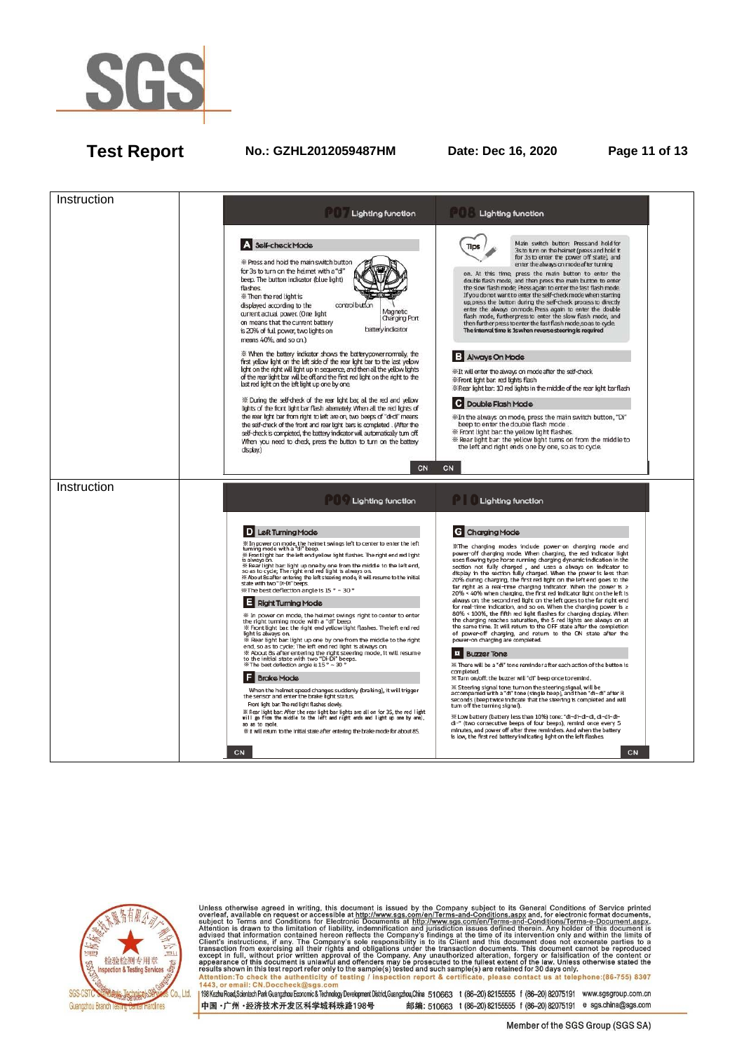| Instruction | |
|---|---|
| Instruction | **P07 Lighting function**<br><br>**A Self-check Mode**<br><br>※ Press and hold the main switch button for 3s to turn on the helmet with a "di" beep. The button indicator (blue light) flashes.<br>※ Then the red light is displayed according to the current actual power. (One light on means that the current battery is 20% of full power, two lights on means 40%, and so on.)<br><br>control button<br>Magnetic Charging Port<br>battery indicator<br><br>※ When the battery indicator shows the battery power normally, the first yellow light on the left side of the rear light bar to the last yellow light on the right will light up in sequence, and then all the yellow lights of the rear light bar will be off, and the first red light on the right to the last red light on the left light up one by one.<br><br>※ During the self-check of the rear light bar, all the red and yellow lights of the front light bar flash alternately. When all the red lights of the rear light bar from right to left are on, two beeps of "di-di" means the self-check of the front and rear light bars is completed. (After the self-check is completed, the battery indicator will automatically turn off. When you need to check, press the button to turn on the battery display.)<br><br>CN<br><br>**P08 Lighting function**<br><br>**Tips** Main switch button: Press and hold for 3s to turn on the helmet (press and hold it for 3s to enter the power off state), and enter the always on mode after turning on. At this time, press the main button to enter the double flash mode, and then press the main button to enter the slow flash mode. Press again to enter the fast flash mode. If you do not want to enter the self-check mode when starting up, press the button during the self-check process to directly enter the always on mode. Press again to enter the double flash mode, further press to enter the slow flash mode, and then further press to enter the fast flash mode, so as to cycle. **The interval time is 3s when reverse steering is required**<br><br>**B Always On Mode**<br><br>※It will enter the always on mode after the self-check<br>※Front light bar: red lights flash<br>※Rear light bar: 10 red lights in the middle of the rear light bar flash<br><br>**C Double Flash Mode**<br><br>※In the always on mode, press the main switch button, "Di" beep to enter the double flash mode.<br>※ Front light bar: the yellow light flashes.<br>※ Rear light bar: the yellow light turns on from the middle to the left and right ends one by one, so as to cycle.<br><br>CN |
| Instruction | **P09 Lighting function**<br><br>**D Left Turning Mode**<br><br>※In power on mode, the helmet swings left to center to enter the left turning mode with a "di" beep.<br>※ Front light bar: the left end yellow light flashes. The right end red light is always on.<br>※ Rear light bar: light up one by one from the middle to the left end, so as to cycle. The right end red light is always on.<br>※ About 8s after entering the left steering mode, it will resume to the initial state with two "Di-Di" beeps.<br>※The best deflection angle is 15 ° ~ 30 °<br><br>**E Right Turning Mode**<br><br>※ In power on mode, the helmet swings right to center to enter the right turning mode with a "di" beep.<br>※ Front light bar: the right end yellow light flashes. The left end red light is always on.<br>※ Rear light bar: light up one by one from the middle to the right end, so as to cycle. The left end red light is always on.<br>※ About 8s after entering the right steering mode, it will resume to the initial state with two "Di-Di" beeps.<br>※ The best deflection angle is 15 ° ~ 30 °<br><br>**F Brake Mode**<br><br>When the helmet speed changes suddenly (braking), it will trigger the sensor and enter the brake light status.<br>Front light bar: The red light flashes slowly.<br>※ Rear light bar: After the rear light bar lights are all on for 3S, the red light will go from the middle to the left and right ends and light up one by one, so as to cycle.<br>※ It will return to the initial state after entering the brake mode for about 8S.<br><br>CN<br><br>**P10 Lighting function**<br><br>**G Charging Mode**<br><br>※The charging modes include power-on charging mode and power-off charging mode. When charging, the red indicator light uses flowing type horse running charging dynamic indication in the section not fully charged, and uses a always on indicator to display in the section fully charged. When the power is less than 20% during charging, the first red light on the left end goes to the far right as a real-time charging indicator. When the power is ≥ 20% < 40% when charging, the first red indicator light on the left is always on, the second red light on the left goes to the far right end for real-time indication, and so on. When the charging power is ≥ 80% < 100%, the fifth red light flashes for charging display. When the charging reaches saturation, the 5 red lights are always on at the same time. It will return to the OFF state after the completion of power-off charging, and return to the ON state after the power-on charging are completed.<br><br>**H Buzzer Tone**<br><br>※ There will be a "di" tone reminder after each action of the button is completed.<br>※ Turn on/off: the buzzer will "di" beep once to remind.<br>※ Steering signal tone: turn on the steering signal, will be accompanied with a "di" tone (single beep), and then "di~di" after 8 seconds (beep twice indicate that the steering is completed and will turn off the turning signal).<br>※ Low battery (battery less than 10%) tone: "di~di~di~di, di~di~di~di~" (two consecutive beeps of four beeps), remind once every 5 minutes, and power off after three reminders. And when the battery is low, the first red battery indicating light on the left flashes.<br><br>CN |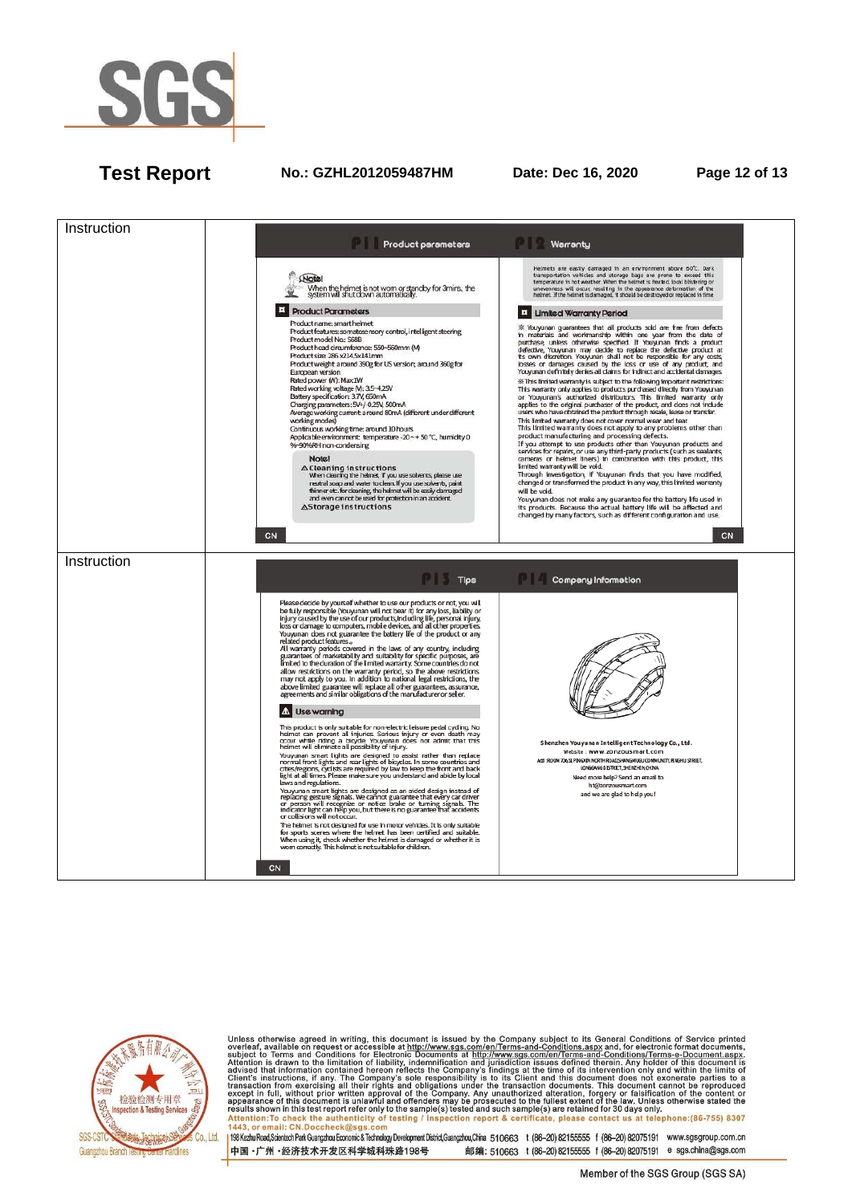| Instruction | P11 Product parameters<br><br>Note! When the helmet is not worn or standby for 3mins, the system will shut down automatically.<br><br>**Product Parameters**<br>Product name: smart helmet<br>Product features: somatosensory control, intelligent steering<br>Product model No.: S68B<br>Product head circumference: 550~560mm (M)<br>Product size: 286 x214.5x141mm<br>Product weight: around 390g for US version; around 360g for European version<br>Rated power (W): Max:1W<br>Rated working voltage (V): 3.5~4.25V<br>Battery specification: 3.7V, 650mA<br>Charging parameters: 5V+/-0.25V, 500mA<br>Average working current: around 80mA (different under different working modes)<br>Continuous working time: around 10 hours<br>Applicable environment: temperature -20~+50 °C, humidity 0%-90%RH non-condensing<br><br>Note!<br>⚠Cleaning instructions<br>When cleaning the helmet, if you use solvents, please use neutral soap and water to clean. If you use solvents, paint thinner etc. for cleaning, the helmet will be easily damaged and even cannot be used for protection in an accident.<br>⚠Storage instructions<br><br>CN<br><br>P12 Warranty<br><br>Helmets are easily damaged in an environment above 50°C. Dark transportation vehicles and storage bags are prone to exceed this temperature in hot weather. When the helmet is heated, local blistering or unevenness will occur, resulting in the appearance deformation of the helmet. If the helmet is damaged, it should be destroyed or replaced in time.<br><br>**Limited Warranty Period**<br>※ Youyunan guarantees that all products sold are free from defects in materials and workmanship within one year from the date of purchase, unless otherwise specified. If Youyunan finds a product defective, Youyunan may decide to replace the defective product at its own discretion. Youyunan shall not be responsible for any costs, losses or damages caused by the loss or use of any product, and Youyunan definitely denies all claims for indirect and accidental damages.<br>※ This limited warranty is subject to the following important restrictions:<br>This warranty only applies to products purchased directly from Youyunan or Youyunan's authorized distributors. This limited warranty only applies to the original purchaser of the product, and does not include users who have obtained the product through resale, lease or transfer.<br>This limited warranty does not cover normal wear and tear.<br>This limited warranty does not apply to any problems other than product manufacturing and processing defects.<br>If you attempt to use products other than Youyunan products and services for repairs, or use any third-party products (such as sealants, cameras or helmet liners) in combination with this product, this limited warranty will be void.<br>Through investigation, if Youyunan finds that you have modified, changed or transformed the product in any way, this limited warranty will be void.<br>Youyunan does not make any guarantee for the battery life used in its products. Because the actual battery life will be affected and changed by many factors, such as different configuration and use.<br><br>CN |
|---|---|
| Instruction | P13 Tips<br><br>Please decide by yourself whether to use our products or not, you will be fully responsible (Youyunan will not bear it) for any loss, liability or injury caused by the use of our products, including life, personal injury, loss or damage to computers, mobile devices, and all other properties. Youyunan does not guarantee the battery life of the product or any related product features.<br>All warranty periods covered in the laws of any country, including guarantees of marketability and suitability for specific purposes, are limited to the duration of the limited warranty. Some countries do not allow restrictions on the warranty period, so the above restrictions may not apply to you. In addition to national legal restrictions, the above limited guarantee will replace all other guarantees, assurance, agreements and similar obligations of the manufacturer or seller.<br><br>⚠ **Use warning**<br>This product is only suitable for non-electric leisure pedal cycling. No helmet can prevent all injuries. Serious injury or even death may occur while riding a bicycle. Youyunan does not admit that this helmet will eliminate all possibility of injury.<br>Youyunan smart lights are designed to assist rather than replace normal front lights and rear lights of bicycles. In some countries and cities/regions, cyclists are required by law to keep the front and back light at all times. Please make sure you understand and abide by local laws and regulations.<br>Youyunan smart lights are designed as an aided design instead of replacing gesture signals. We cannot guarantee that every car driver or person will recognize or notice brake or turning signals. The indicator light can help you, but there is no guarantee that accidents or collisions will not occur.<br>The helmet is not designed for use in motor vehicles. It is only suitable for sports scenes where the helmet has been certified and suitable. When using it, check whether the helmet is damaged or whether it is worn correctly. This helmet is not suitable for children.<br><br>CN<br><br>P14 Company Information<br><br>Shenzhen Youyunan Intelligent Technology Co., Ltd.<br>Website: www.zonzousmart.com<br>ADD: ROOM 706, SLPINGXIN NORTH ROAD, SHANGMUGU COMMUNITY, PINGHU STREET, LONGGANG DISTRICT, SHENZHEN, CHINA<br>Need more help? Send an email to<br>ht@zonzousmart.com<br>and we are glad to help you! |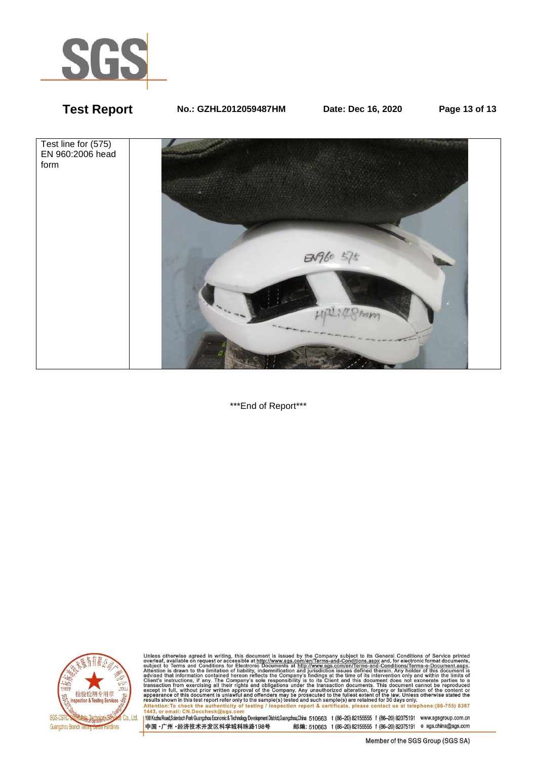| | |
|---|---|
| Test line for (575) EN 960:2006 head form | |

***End of Report***